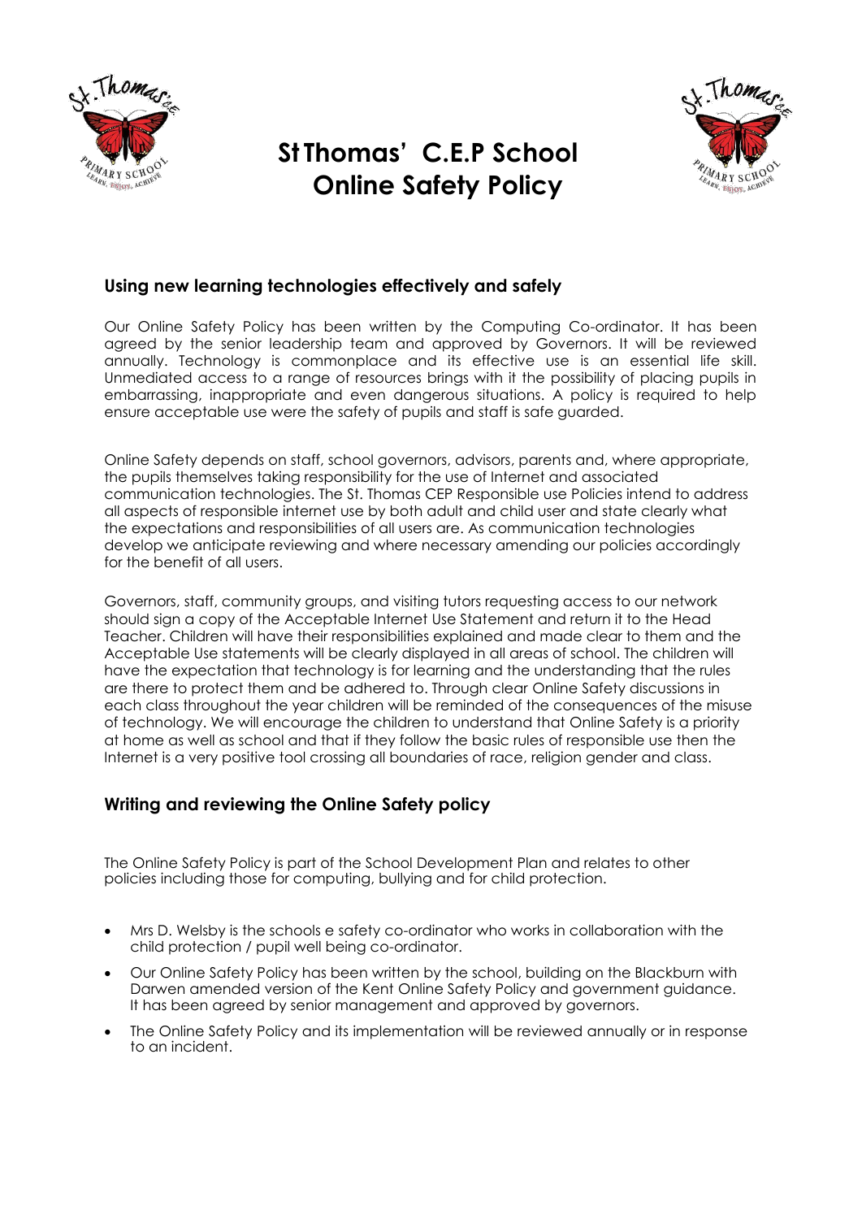# St Thomas' C.E.P School
# Online Safety Policy

## Using new learning technologies effectively and safely

Our Online Safety Policy has been written by the Computing Co-ordinator. It has been agreed by the senior leadership team and approved by Governors. It will be reviewed annually. Technology is commonplace and its effective use is an essential life skill. Unmediated access to a range of resources brings with it the possibility of placing pupils in embarrassing, inappropriate and even dangerous situations. A policy is required to help ensure acceptable use were the safety of pupils and staff is safe guarded.

Online Safety depends on staff, school governors, advisors, parents and, where appropriate, the pupils themselves taking responsibility for the use of Internet and associated communication technologies. The St. Thomas CEP Responsible use Policies intend to address all aspects of responsible internet use by both adult and child user and state clearly what the expectations and responsibilities of all users are. As communication technologies develop we anticipate reviewing and where necessary amending our policies accordingly for the benefit of all users.

Governors, staff, community groups, and visiting tutors requesting access to our network should sign a copy of the Acceptable Internet Use Statement and return it to the Head Teacher. Children will have their responsibilities explained and made clear to them and the Acceptable Use statements will be clearly displayed in all areas of school. The children will have the expectation that technology is for learning and the understanding that the rules are there to protect them and be adhered to. Through clear Online Safety discussions in each class throughout the year children will be reminded of the consequences of the misuse of technology. We will encourage the children to understand that Online Safety is a priority at home as well as school and that if they follow the basic rules of responsible use then the Internet is a very positive tool crossing all boundaries of race, religion gender and class.

## Writing and reviewing the Online Safety policy

The Online Safety Policy is part of the School Development Plan and relates to other policies including those for computing, bullying and for child protection.

- Mrs D. Welsby is the schools e safety co-ordinator who works in collaboration with the child protection / pupil well being co-ordinator.
- Our Online Safety Policy has been written by the school, building on the Blackburn with Darwen amended version of the Kent Online Safety Policy and government guidance. It has been agreed by senior management and approved by governors.
- The Online Safety Policy and its implementation will be reviewed annually or in response to an incident.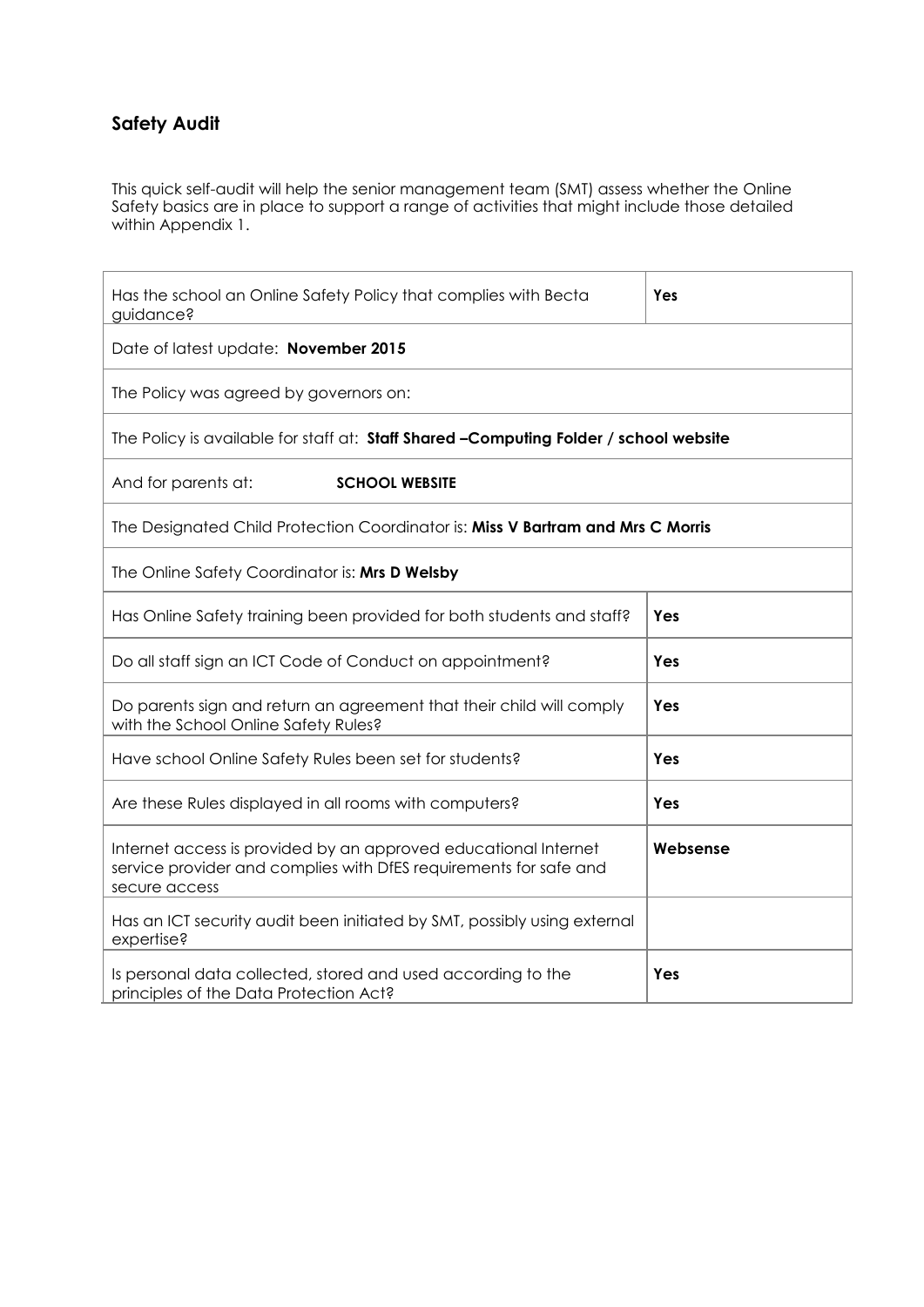## Safety Audit

This quick self-audit will help the senior management team (SMT) assess whether the Online Safety basics are in place to support a range of activities that might include those detailed within Appendix 1.

| | |
|---|---|
| Has the school an Online Safety Policy that complies with Becta guidance? | **Yes** |
| Date of latest update: **November 2015** | |
| The Policy was agreed by governors on: | |
| The Policy is available for staff at: **Staff Shared –Computing Folder / school website** | |
| And for parents at: **SCHOOL WEBSITE** | |
| The Designated Child Protection Coordinator is: **Miss V Bartram and Mrs C Morris** | |
| The Online Safety Coordinator is: **Mrs D Welsby** | |
| Has Online Safety training been provided for both students and staff? | **Yes** |
| Do all staff sign an ICT Code of Conduct on appointment? | **Yes** |
| Do parents sign and return an agreement that their child will comply with the School Online Safety Rules? | **Yes** |
| Have school Online Safety Rules been set for students? | **Yes** |
| Are these Rules displayed in all rooms with computers? | **Yes** |
| Internet access is provided by an approved educational Internet service provider and complies with DfES requirements for safe and secure access | **Websense** |
| Has an ICT security audit been initiated by SMT, possibly using external expertise? | |
| Is personal data collected, stored and used according to the principles of the Data Protection Act? | **Yes** |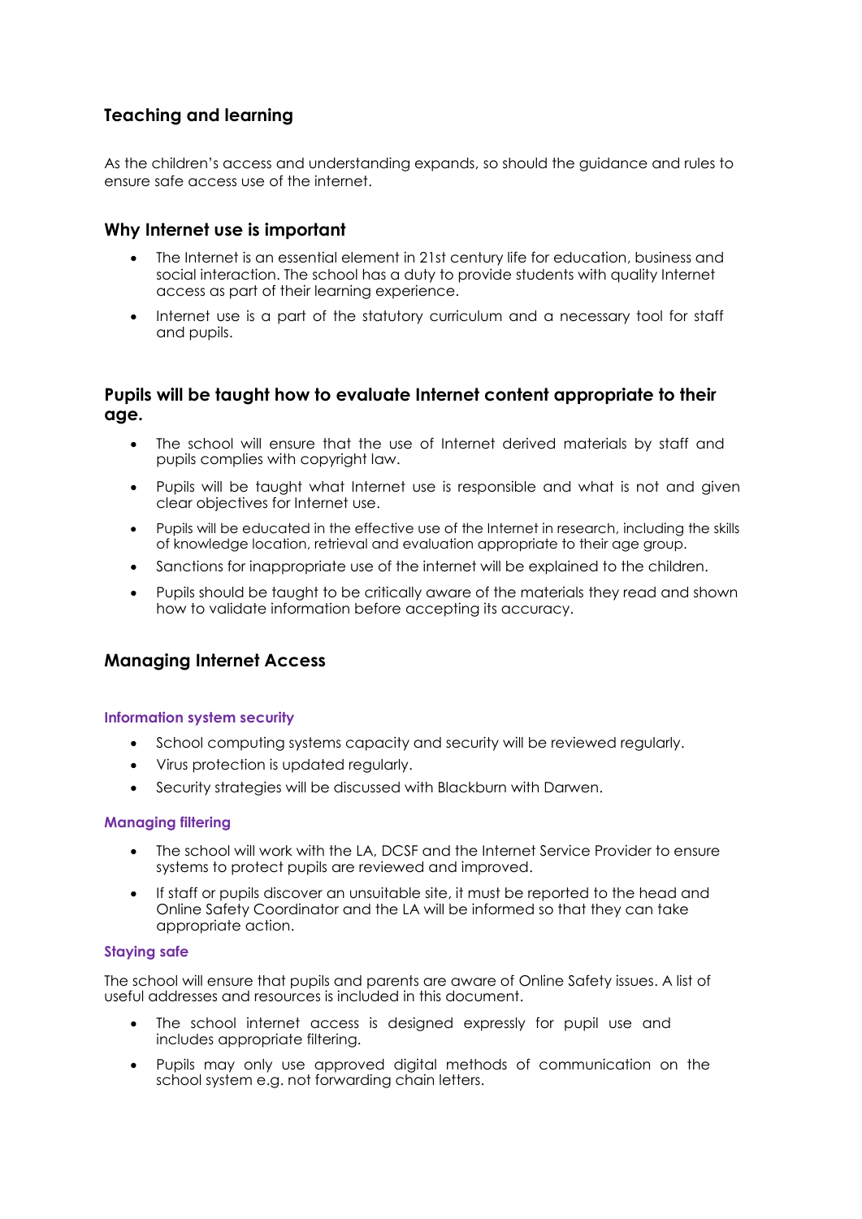## Teaching and learning

As the children's access and understanding expands, so should the guidance and rules to ensure safe access use of the internet.

### Why Internet use is important

- The Internet is an essential element in 21st century life for education, business and social interaction. The school has a duty to provide students with quality Internet access as part of their learning experience.
- Internet use is a part of the statutory curriculum and a necessary tool for staff and pupils.

### Pupils will be taught how to evaluate Internet content appropriate to their age.

- The school will ensure that the use of Internet derived materials by staff and pupils complies with copyright law.
- Pupils will be taught what Internet use is responsible and what is not and given clear objectives for Internet use.
- Pupils will be educated in the effective use of the Internet in research, including the skills of knowledge location, retrieval and evaluation appropriate to their age group.
- Sanctions for inappropriate use of the internet will be explained to the children.
- Pupils should be taught to be critically aware of the materials they read and shown how to validate information before accepting its accuracy.

## Managing Internet Access

#### Information system security

- School computing systems capacity and security will be reviewed regularly.
- Virus protection is updated regularly.
- Security strategies will be discussed with Blackburn with Darwen.

#### Managing filtering

- The school will work with the LA, DCSF and the Internet Service Provider to ensure systems to protect pupils are reviewed and improved.
- If staff or pupils discover an unsuitable site, it must be reported to the head and Online Safety Coordinator and the LA will be informed so that they can take appropriate action.

#### Staying safe

The school will ensure that pupils and parents are aware of Online Safety issues. A list of useful addresses and resources is included in this document.

- The school internet access is designed expressly for pupil use and includes appropriate filtering.
- Pupils may only use approved digital methods of communication on the school system e.g. not forwarding chain letters.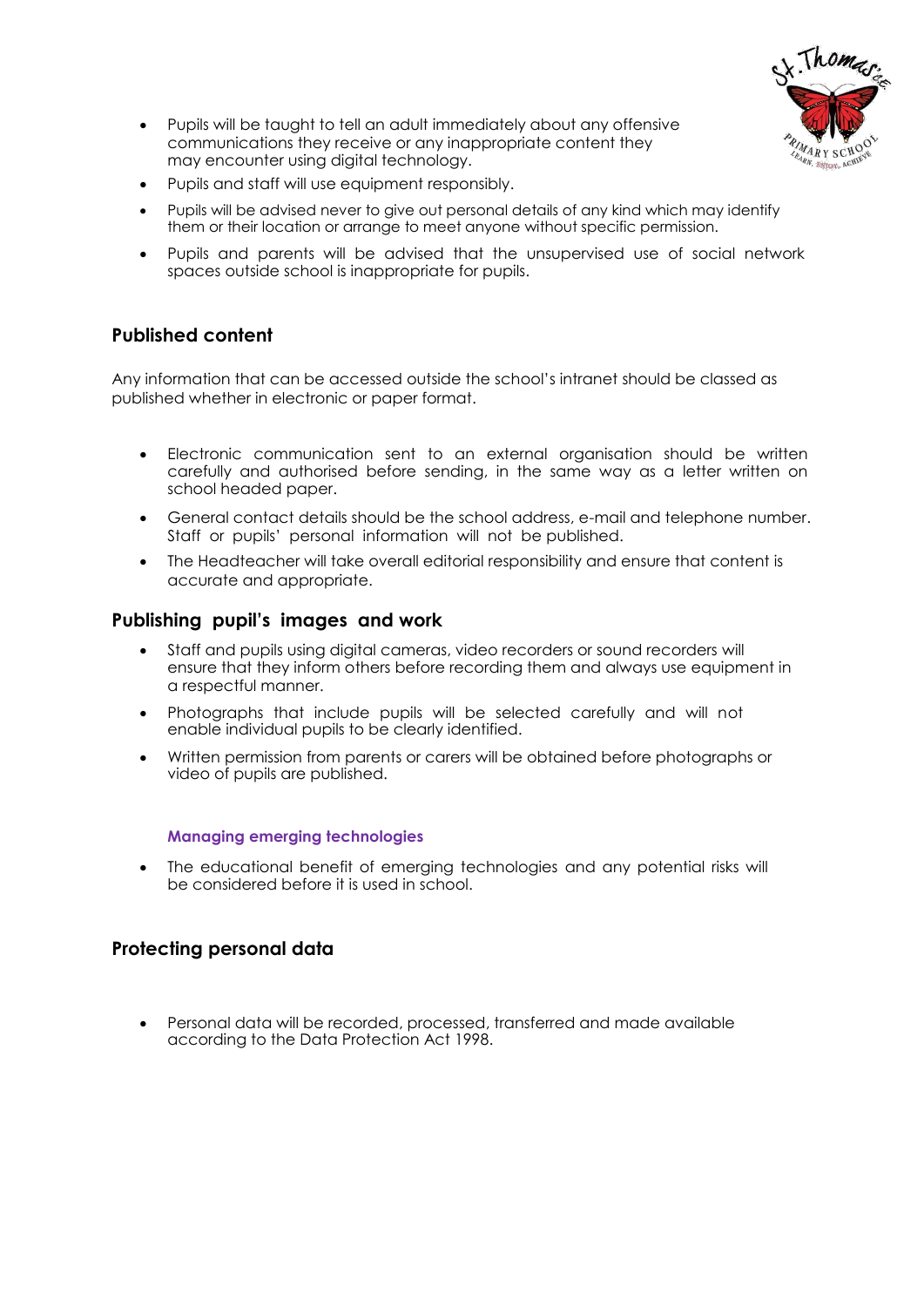- Pupils will be taught to tell an adult immediately about any offensive communications they receive or any inappropriate content they may encounter using digital technology.
- Pupils and staff will use equipment responsibly.
- Pupils will be advised never to give out personal details of any kind which may identify them or their location or arrange to meet anyone without specific permission.
- Pupils and parents will be advised that the unsupervised use of social network spaces outside school is inappropriate for pupils.

## Published content

Any information that can be accessed outside the school's intranet should be classed as published whether in electronic or paper format.

- Electronic communication sent to an external organisation should be written carefully and authorised before sending, in the same way as a letter written on school headed paper.
- General contact details should be the school address, e-mail and telephone number. Staff or pupils' personal information will not be published.
- The Headteacher will take overall editorial responsibility and ensure that content is accurate and appropriate.

## Publishing pupil's images and work

- Staff and pupils using digital cameras, video recorders or sound recorders will ensure that they inform others before recording them and always use equipment in a respectful manner.
- Photographs that include pupils will be selected carefully and will not enable individual pupils to be clearly identified.
- Written permission from parents or carers will be obtained before photographs or video of pupils are published.

### Managing emerging technologies

- The educational benefit of emerging technologies and any potential risks will be considered before it is used in school.

## Protecting personal data

- Personal data will be recorded, processed, transferred and made available according to the Data Protection Act 1998.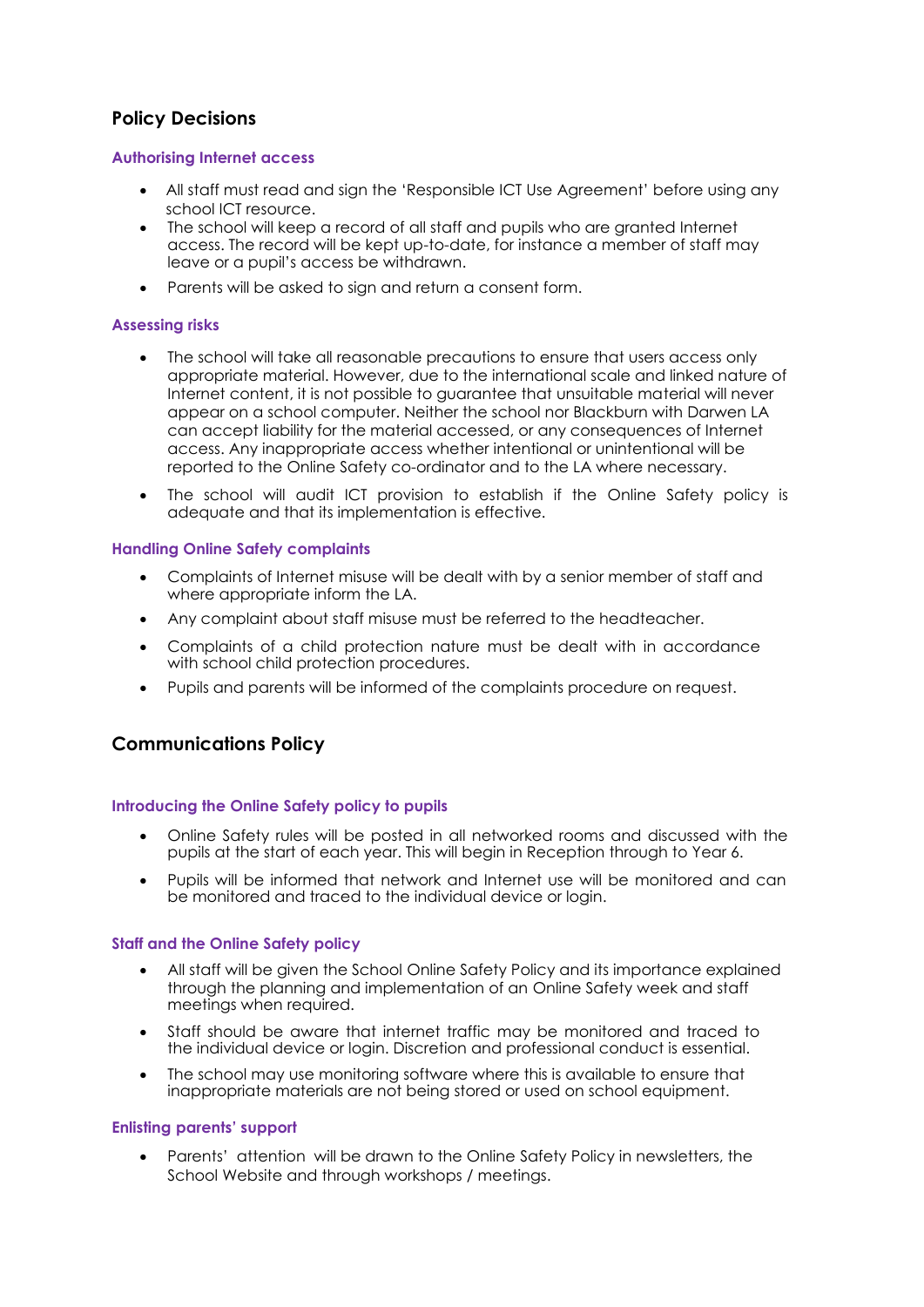## Policy Decisions

### Authorising Internet access

- All staff must read and sign the 'Responsible ICT Use Agreement' before using any school ICT resource.
- The school will keep a record of all staff and pupils who are granted Internet access. The record will be kept up-to-date, for instance a member of staff may leave or a pupil's access be withdrawn.
- Parents will be asked to sign and return a consent form.

### Assessing risks

- The school will take all reasonable precautions to ensure that users access only appropriate material. However, due to the international scale and linked nature of Internet content, it is not possible to guarantee that unsuitable material will never appear on a school computer. Neither the school nor Blackburn with Darwen LA can accept liability for the material accessed, or any consequences of Internet access. Any inappropriate access whether intentional or unintentional will be reported to the Online Safety co-ordinator and to the LA where necessary.
- The school will audit ICT provision to establish if the Online Safety policy is adequate and that its implementation is effective.

### Handling Online Safety complaints

- Complaints of Internet misuse will be dealt with by a senior member of staff and where appropriate inform the LA.
- Any complaint about staff misuse must be referred to the headteacher.
- Complaints of a child protection nature must be dealt with in accordance with school child protection procedures.
- Pupils and parents will be informed of the complaints procedure on request.

## Communications Policy

### Introducing the Online Safety policy to pupils

- Online Safety rules will be posted in all networked rooms and discussed with the pupils at the start of each year. This will begin in Reception through to Year 6.
- Pupils will be informed that network and Internet use will be monitored and can be monitored and traced to the individual device or login.

### Staff and the Online Safety policy

- All staff will be given the School Online Safety Policy and its importance explained through the planning and implementation of an Online Safety week and staff meetings when required.
- Staff should be aware that internet traffic may be monitored and traced to the individual device or login. Discretion and professional conduct is essential.
- The school may use monitoring software where this is available to ensure that inappropriate materials are not being stored or used on school equipment.

### Enlisting parents' support

- Parents' attention will be drawn to the Online Safety Policy in newsletters, the School Website and through workshops / meetings.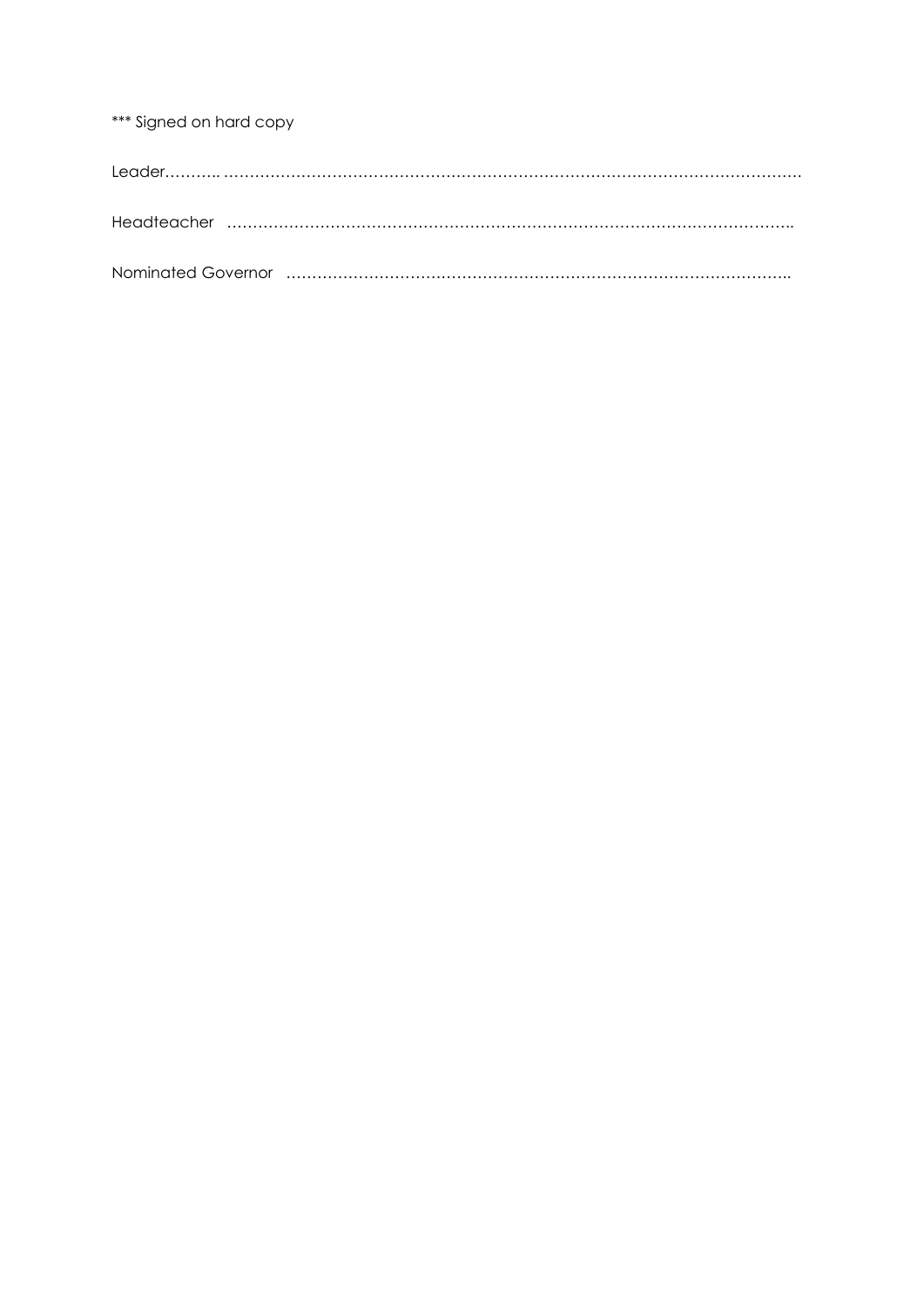*** Signed on hard copy

Leader……….. ……………………………………………………………………………………………………

Headteacher ………………………………………………………………………………………………..

Nominated Governor ………………………………………………………………………………………..